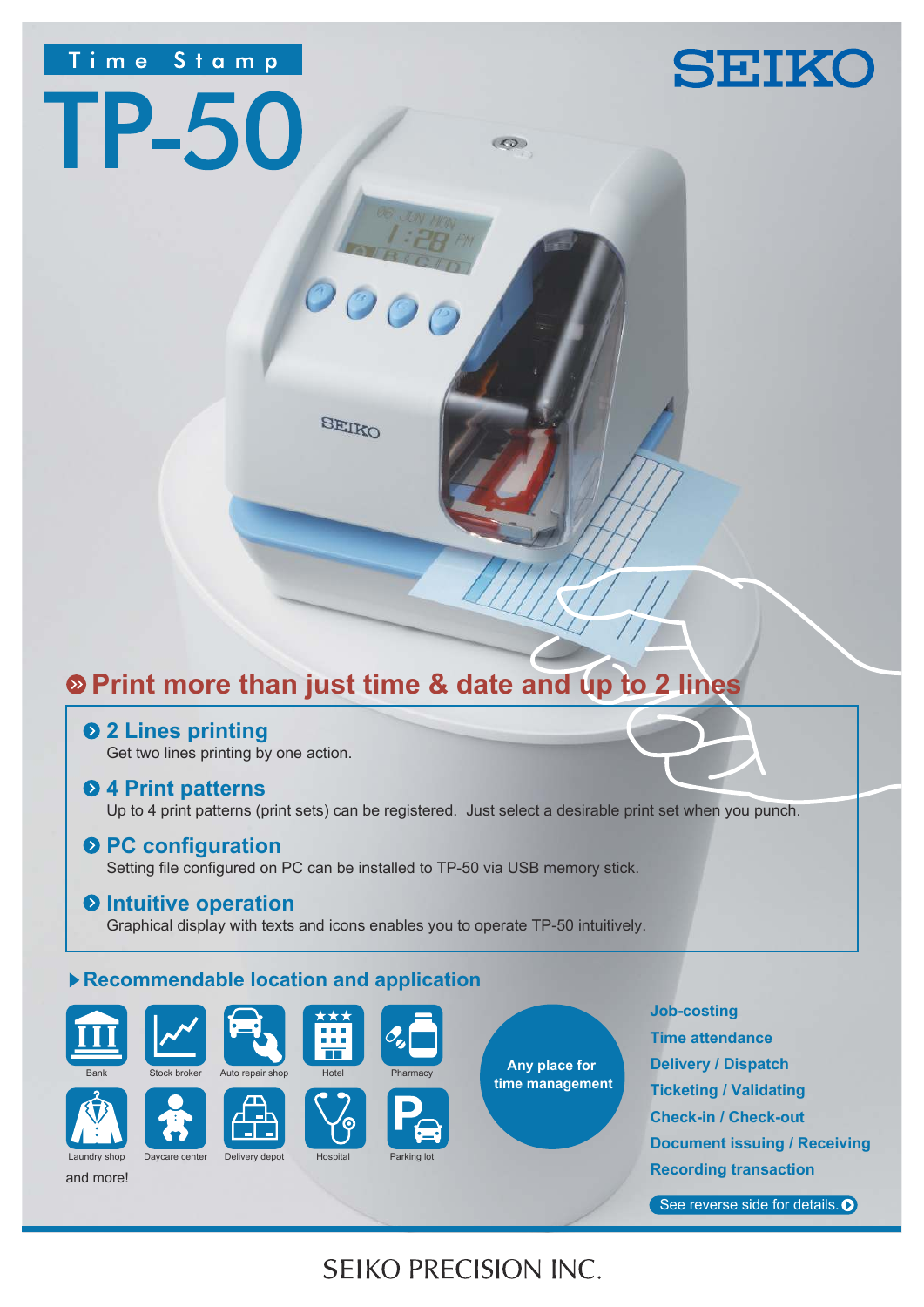Time Stamp

# TP-50

SEIKO

## Print more than just time & date and up to 2 lines

### 2 Lines printing
Get two lines printing by one action.

### 4 Print patterns
Up to 4 print patterns (print sets) can be registered. Just select a desirable print set when you punch.

### PC configuration
Setting file configured on PC can be installed to TP-50 via USB memory stick.

### Intuitive operation
Graphical display with texts and icons enables you to operate TP-50 intuitively.

## Recommendable location and application

- Bank
- Stock broker
- Auto repair shop
- Hotel
- Pharmacy
- Laundry shop
- Daycare center
- Delivery depot
- Hospital
- Parking lot

and more!

Any place for time management

- Job-costing
- Time attendance
- Delivery / Dispatch
- Ticketing / Validating
- Check-in / Check-out
- Document issuing / Receiving
- Recording transaction

See reverse side for details.

SEIKO PRECISION INC.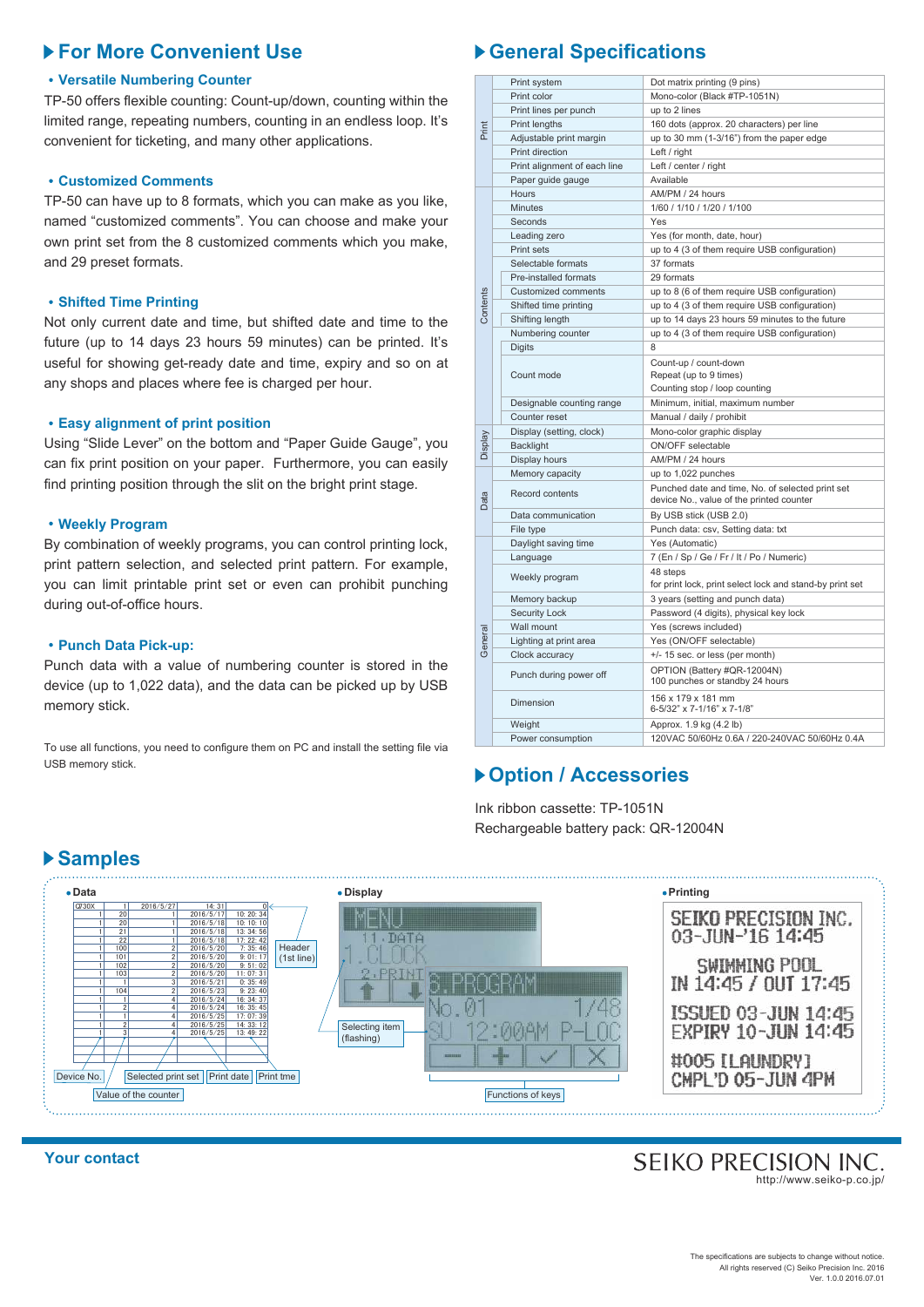## For More Convenient Use

### • Versatile Numbering Counter

TP-50 offers flexible counting: Count-up/down, counting within the limited range, repeating numbers, counting in an endless loop. It's convenient for ticketing, and many other applications.

### • Customized Comments

TP-50 can have up to 8 formats, which you can make as you like, named "customized comments". You can choose and make your own print set from the 8 customized comments which you make, and 29 preset formats.

### • Shifted Time Printing

Not only current date and time, but shifted date and time to the future (up to 14 days 23 hours 59 minutes) can be printed. It's useful for showing get-ready date and time, expiry and so on at any shops and places where fee is charged per hour.

### • Easy alignment of print position

Using "Slide Lever" on the bottom and "Paper Guide Gauge", you can fix print position on your paper. Furthermore, you can easily find printing position through the slit on the bright print stage.

### • Weekly Program

By combination of weekly programs, you can control printing lock, print pattern selection, and selected print pattern. For example, you can limit printable print set or even can prohibit punching during out-of-office hours.

### • Punch Data Pick-up:

Punch data with a value of numbering counter is stored in the device (up to 1,022 data), and the data can be picked up by USB memory stick.

To use all functions, you need to configure them on PC and install the setting file via USB memory stick.

## General Specifications

| | | |
|---|---|---|
| Print | Print system | Dot matrix printing (9 pins) |
| | Print color | Mono-color (Black #TP-1051N) |
| | Print lines per punch | up to 2 lines |
| | Print lengths | 160 dots (approx. 20 characters) per line |
| | Adjustable print margin | up to 30 mm (1-3/16") from the paper edge |
| | Print direction | Left / right |
| | Print alignment of each line | Left / center / right |
| | Paper guide gauge | Available |
| Contents | Hours | AM/PM / 24 hours |
| | Minutes | 1/60 / 1/10 / 1/20 / 1/100 |
| | Seconds | Yes |
| | Leading zero | Yes (for month, date, hour) |
| | Print sets | up to 4 (3 of them require USB configuration) |
| | Selectable formats | 37 formats |
| | Pre-installed formats | 29 formats |
| | Customized comments | up to 8 (6 of them require USB configuration) |
| | Shifted time printing | up to 4 (3 of them require USB configuration) |
| | Shifting length | up to 14 days 23 hours 59 minutes to the future |
| | Numbering counter | up to 4 (3 of them require USB configuration) |
| | Digits | 8 |
| | Count mode | Count-up / count-down<br>Repeat (up to 9 times)<br>Counting stop / loop counting |
| | Designable counting range | Minimum, initial, maximum number |
| | Counter reset | Manual / daily / prohibit |
| Display | Display (setting, clock) | Mono-color graphic display |
| | Backlight | ON/OFF selectable |
| | Display hours | AM/PM / 24 hours |
| Data | Memory capacity | up to 1,022 punches |
| | Record contents | Punched date and time, No. of selected print set device No., value of the printed counter |
| | Data communication | By USB stick (USB 2.0) |
| | File type | Punch data: csv, Setting data: txt |
| General | Daylight saving time | Yes (Automatic) |
| | Language | 7 (En / Sp / Ge / Fr / It / Po / Numeric) |
| | Weekly program | 48 steps<br>for print lock, print select lock and stand-by print set |
| | Memory backup | 3 years (setting and punch data) |
| | Security Lock | Password (4 digits), physical key lock |
| | Wall mount | Yes (screws included) |
| | Lighting at print area | Yes (ON/OFF selectable) |
| | Clock accuracy | +/- 15 sec. or less (per month) |
| | Punch during power off | OPTION (Battery #QR-12004N)<br>100 punches or standby 24 hours |
| | Dimension | 156 x 179 x 181 mm<br>6-5/32" x 7-1/16" x 7-1/8" |
| | Weight | Approx. 1.9 kg (4.2 lb) |
| | Power consumption | 120VAC 50/60Hz 0.6A / 220-240VAC 50/60Hz 0.4A |

## Option / Accessories

Ink ribbon cassette: TP-1051N
Rechargeable battery pack: QR-12004N

## Samples

**• Data**

| | | | | | |
|---|---|---|---|---|---|
| QT30X | 1 | 2016/5/27 | | 14:31 | 0 |
| 1 | 20 | 1 | 2016/5/17 | 10:20:34 | |
| 1 | 20 | 1 | 2016/5/18 | 10:10:10 | |
| 1 | 21 | 1 | 2016/5/18 | 13:34:56 | |
| 1 | 22 | 1 | 2016/5/18 | 17:22:42 | |
| 1 | 100 | 2 | 2016/5/20 | 7:35:46 | |
| 1 | 101 | 2 | 2016/5/20 | 9:01:17 | |
| 1 | 102 | 2 | 2016/5/20 | 9:51:02 | |
| 1 | 103 | 2 | 2016/5/20 | 11:07:31 | |
| 1 | 1 | 3 | 2016/5/21 | 0:35:49 | |
| 1 | 104 | 2 | 2016/5/23 | 9:23:40 | |
| 1 | 1 | 4 | 2016/5/24 | 16:34:37 | |
| 1 | 2 | 4 | 2016/5/24 | 16:35:45 | |
| 1 | 1 | 4 | 2016/5/25 | 17:07:39 | |
| 1 | 2 | 4 | 2016/5/25 | 14:33:12 | |
| 1 | 3 | 4 | 2016/5/25 | 13:49:22 | |

Header (1st line)
Device No.
Value of the counter
Selected print set
Print date
Print tme

**• Display**

MENU
1.DATA
1.CLOCK
2.PRINT
3.PROGRAM
No.01 1/48
SU 12:00AM P-LOC

Selecting item (flashing)
Functions of keys

**• Printing**

SEIKO PRECISION INC.
03-JUN-'16 14:45

SWIMMING POOL
IN 14:45 / OUT 17:45

ISSUED 03-JUN 14:45
EXPIRY 10-JUN 14:45

#005 [LAUNDRY]
CMPL'D 05-JUN 4PM

**Your contact**

SEIKO PRECISION INC.
http://www.seiko-p.co.jp/

The specifications are subjects to change without notice.
All rights reserved (C) Seiko Precision Inc. 2016
Ver. 1.0.0 2016.07.01